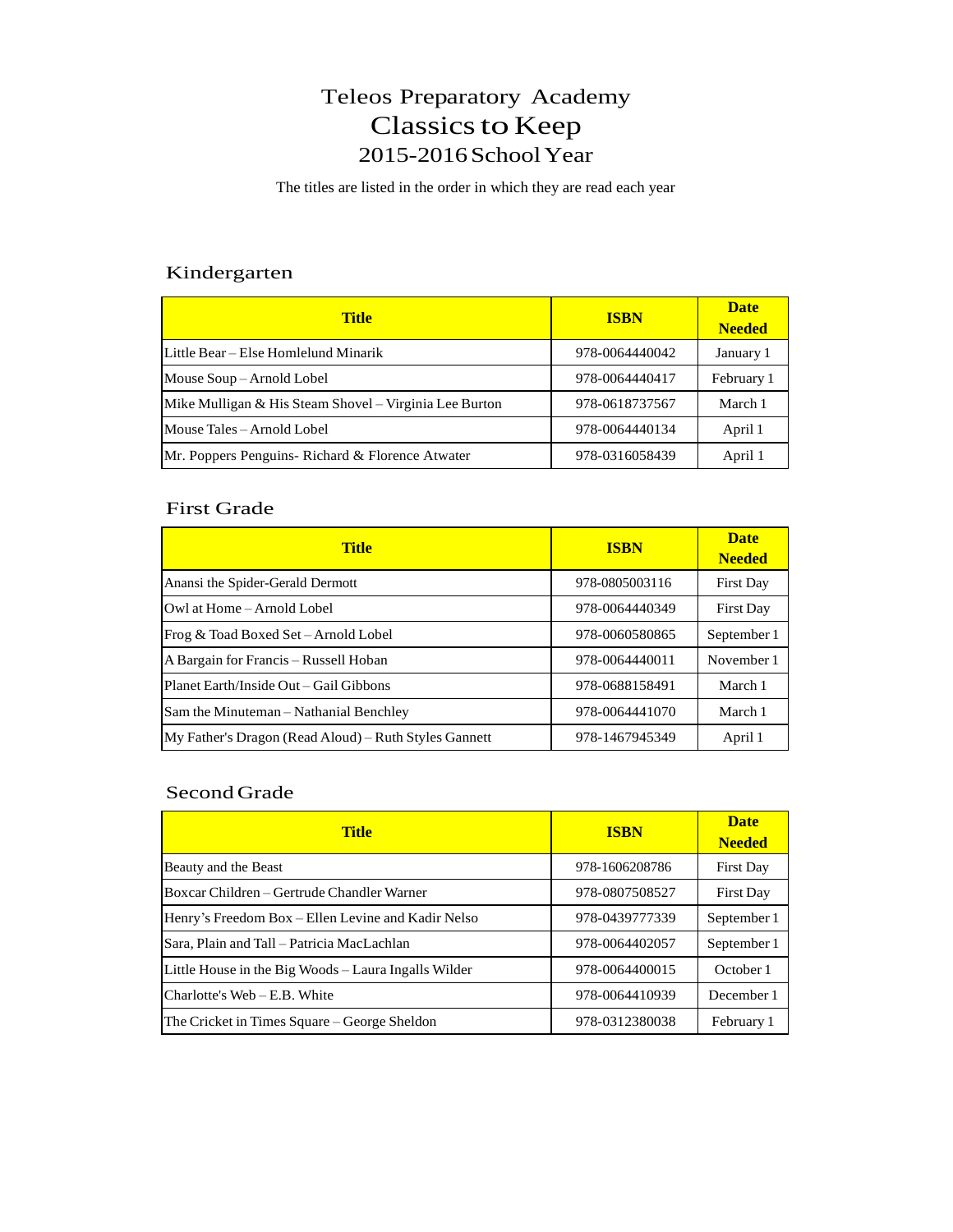# Teleos Preparatory Academy
# Classics to Keep
## 2015-2016 School Year

The titles are listed in the order in which they are read each year

### Kindergarten

| Title | ISBN | Date Needed |
|---|---|---|
| Little Bear – Else Homlelund Minarik | 978-0064440042 | January 1 |
| Mouse Soup – Arnold Lobel | 978-0064440417 | February 1 |
| Mike Mulligan & His Steam Shovel – Virginia Lee Burton | 978-0618737567 | March 1 |
| Mouse Tales – Arnold Lobel | 978-0064440134 | April 1 |
| Mr. Poppers Penguins- Richard & Florence Atwater | 978-0316058439 | April 1 |

### First Grade

| Title | ISBN | Date Needed |
|---|---|---|
| Anansi the Spider-Gerald Dermott | 978-0805003116 | First Day |
| Owl at Home – Arnold Lobel | 978-0064440349 | First Day |
| Frog & Toad Boxed Set – Arnold Lobel | 978-0060580865 | September 1 |
| A Bargain for Francis – Russell Hoban | 978-0064440011 | November 1 |
| Planet Earth/Inside Out – Gail Gibbons | 978-0688158491 | March 1 |
| Sam the Minuteman – Nathanial Benchley | 978-0064441070 | March 1 |
| My Father's Dragon (Read Aloud) – Ruth Styles Gannett | 978-1467945349 | April 1 |

### Second Grade

| Title | ISBN | Date Needed |
|---|---|---|
| Beauty and the Beast | 978-1606208786 | First Day |
| Boxcar Children – Gertrude Chandler Warner | 978-0807508527 | First Day |
| Henry’s Freedom Box – Ellen Levine and Kadir Nelso | 978-0439777339 | September 1 |
| Sara, Plain and Tall – Patricia MacLachlan | 978-0064402057 | September 1 |
| Little House in the Big Woods – Laura Ingalls Wilder | 978-0064400015 | October 1 |
| Charlotte's Web – E.B. White | 978-0064410939 | December 1 |
| The Cricket in Times Square – George Sheldon | 978-0312380038 | February 1 |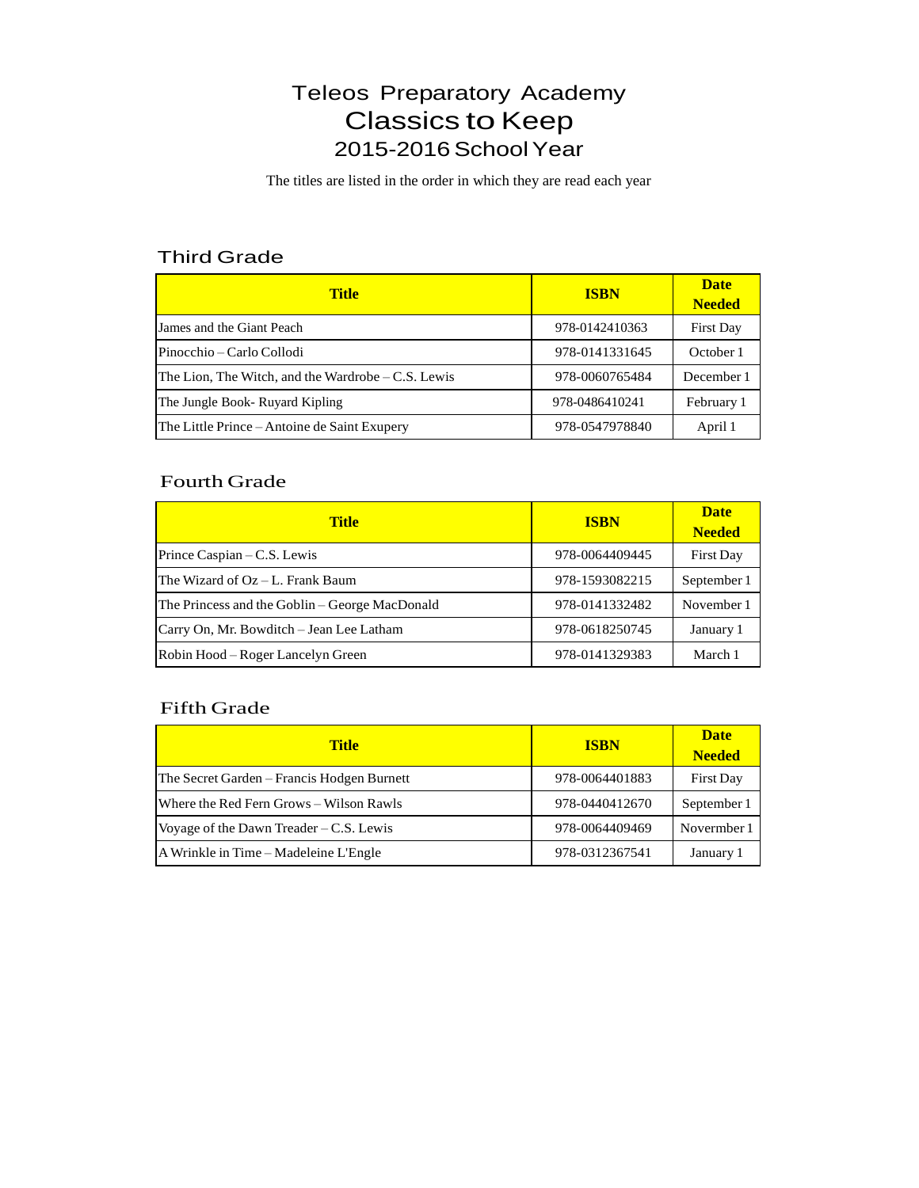# Teleos Preparatory Academy
# Classics to Keep
## 2015-2016 School Year

The titles are listed in the order in which they are read each year

### Third Grade

| Title | ISBN | Date Needed |
|---|---|---|
| James and the Giant Peach | 978-0142410363 | First Day |
| Pinocchio – Carlo Collodi | 978-0141331645 | October 1 |
| The Lion, The Witch, and the Wardrobe – C.S. Lewis | 978-0060765484 | December 1 |
| The Jungle Book- Ruyard Kipling | 978-0486410241 | February 1 |
| The Little Prince – Antoine de Saint Exupery | 978-0547978840 | April 1 |

### Fourth Grade

| Title | ISBN | Date Needed |
|---|---|---|
| Prince Caspian – C.S. Lewis | 978-0064409445 | First Day |
| The Wizard of Oz – L. Frank Baum | 978-1593082215 | September 1 |
| The Princess and the Goblin – George MacDonald | 978-0141332482 | November 1 |
| Carry On, Mr. Bowditch – Jean Lee Latham | 978-0618250745 | January 1 |
| Robin Hood – Roger Lancelyn Green | 978-0141329383 | March 1 |

### Fifth Grade

| Title | ISBN | Date Needed |
|---|---|---|
| The Secret Garden – Francis Hodgen Burnett | 978-0064401883 | First Day |
| Where the Red Fern Grows – Wilson Rawls | 978-0440412670 | September 1 |
| Voyage of the Dawn Treader – C.S. Lewis | 978-0064409469 | Novermber 1 |
| A Wrinkle in Time – Madeleine L'Engle | 978-0312367541 | January 1 |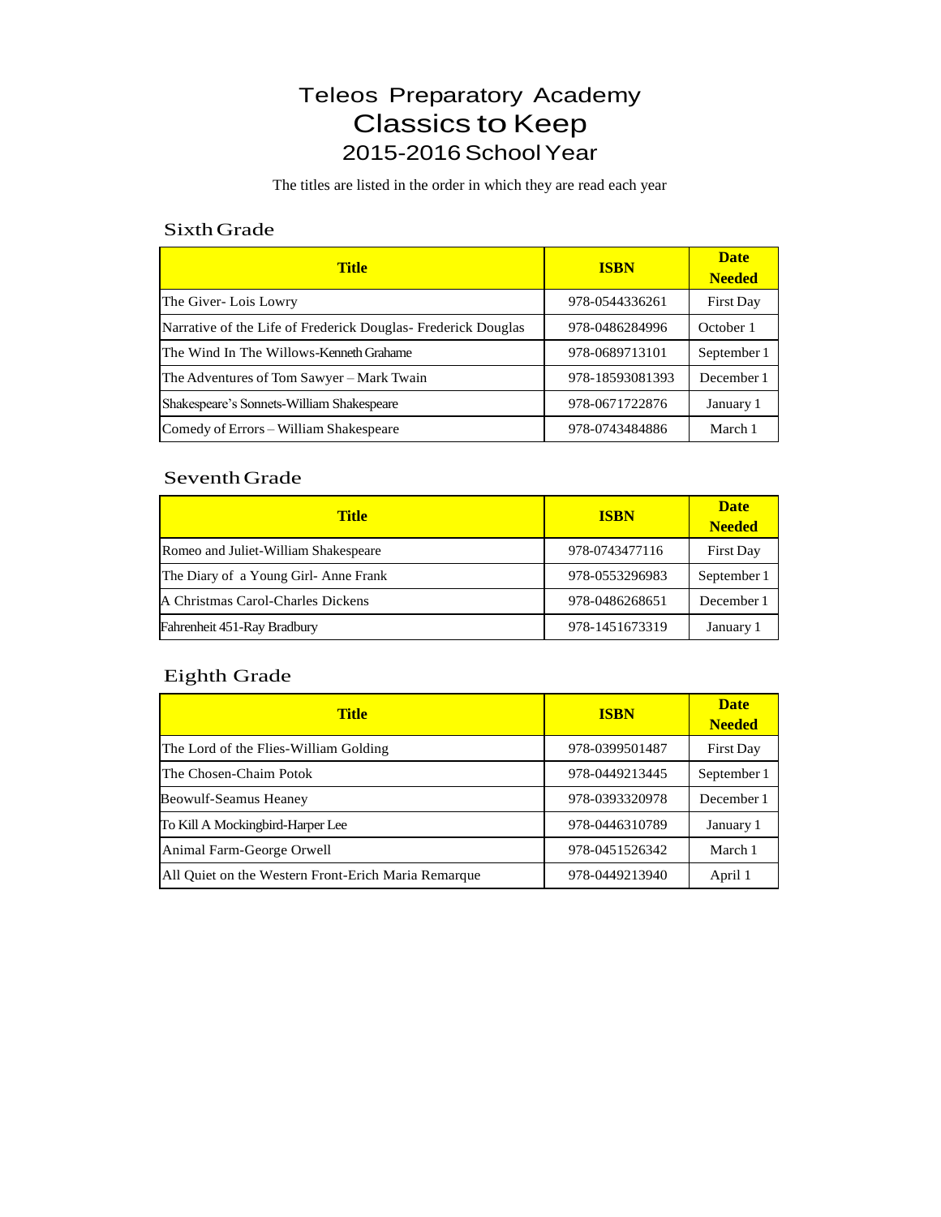# Teleos Preparatory Academy
# Classics to Keep
## 2015-2016 School Year

The titles are listed in the order in which they are read each year

### Sixth Grade

| Title | ISBN | Date Needed |
|---|---|---|
| The Giver- Lois Lowry | 978-0544336261 | First Day |
| Narrative of the Life of Frederick Douglas- Frederick Douglas | 978-0486284996 | October 1 |
| The Wind In The Willows-Kenneth Grahame | 978-0689713101 | September 1 |
| The Adventures of Tom Sawyer – Mark Twain | 978-18593081393 | December 1 |
| Shakespeare's Sonnets-William Shakespeare | 978-0671722876 | January 1 |
| Comedy of Errors – William Shakespeare | 978-0743484886 | March 1 |

### Seventh Grade

| Title | ISBN | Date Needed |
|---|---|---|
| Romeo and Juliet-William Shakespeare | 978-0743477116 | First Day |
| The Diary of a Young Girl- Anne Frank | 978-0553296983 | September 1 |
| A Christmas Carol-Charles Dickens | 978-0486268651 | December 1 |
| Fahrenheit 451-Ray Bradbury | 978-1451673319 | January 1 |

### Eighth Grade

| Title | ISBN | Date Needed |
|---|---|---|
| The Lord of the Flies-William Golding | 978-0399501487 | First Day |
| The Chosen-Chaim Potok | 978-0449213445 | September 1 |
| Beowulf-Seamus Heaney | 978-0393320978 | December 1 |
| To Kill A Mockingbird-Harper Lee | 978-0446310789 | January 1 |
| Animal Farm-George Orwell | 978-0451526342 | March 1 |
| All Quiet on the Western Front-Erich Maria Remarque | 978-0449213940 | April 1 |